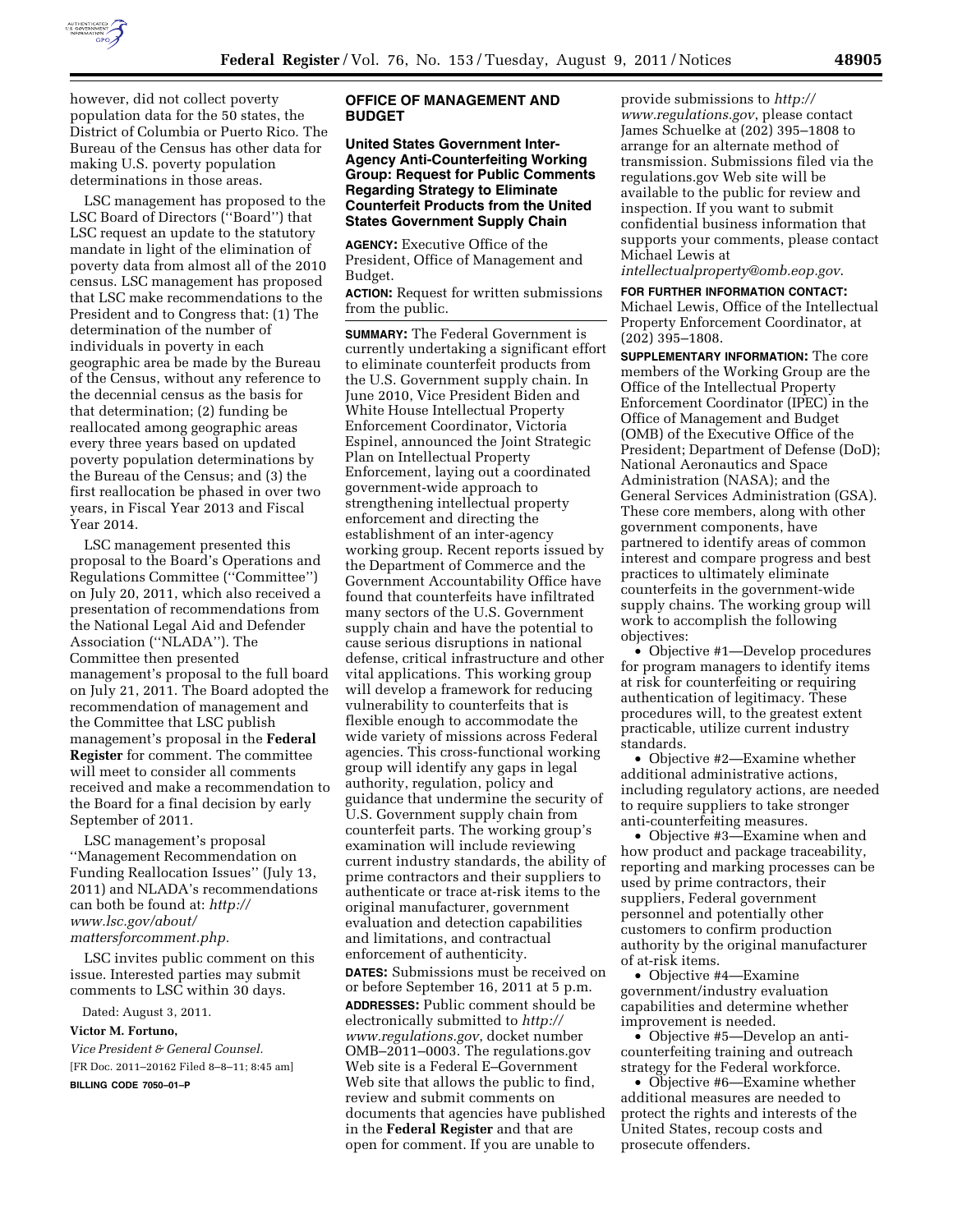however, did not collect poverty population data for the 50 states, the District of Columbia or Puerto Rico. The Bureau of the Census has other data for making U.S. poverty population determinations in those areas.

LSC management has proposed to the LSC Board of Directors (''Board'') that LSC request an update to the statutory mandate in light of the elimination of poverty data from almost all of the 2010 census. LSC management has proposed that LSC make recommendations to the President and to Congress that: (1) The determination of the number of individuals in poverty in each geographic area be made by the Bureau of the Census, without any reference to the decennial census as the basis for that determination; (2) funding be reallocated among geographic areas every three years based on updated poverty population determinations by the Bureau of the Census; and (3) the first reallocation be phased in over two years, in Fiscal Year 2013 and Fiscal Year 2014.

LSC management presented this proposal to the Board's Operations and Regulations Committee (''Committee'') on July 20, 2011, which also received a presentation of recommendations from the National Legal Aid and Defender Association (''NLADA''). The Committee then presented management's proposal to the full board on July 21, 2011. The Board adopted the recommendation of management and the Committee that LSC publish management's proposal in the **Federal Register** for comment. The committee will meet to consider all comments received and make a recommendation to the Board for a final decision by early September of 2011.

LSC management's proposal ''Management Recommendation on Funding Reallocation Issues'' (July 13, 2011) and NLADA's recommendations can both be found at: *http://www.lsc.gov/about/mattersforcomment.php*.

LSC invites public comment on this issue. Interested parties may submit comments to LSC within 30 days.

Dated: August 3, 2011.

**Victor M. Fortuno,**

*Vice President & General Counsel.*

[FR Doc. 2011–20162 Filed 8–8–11; 8:45 am]

**BILLING CODE 7050–01–P**

## OFFICE OF MANAGEMENT AND BUDGET

### United States Government Inter-Agency Anti-Counterfeiting Working Group: Request for Public Comments Regarding Strategy to Eliminate Counterfeit Products from the United States Government Supply Chain

**AGENCY:** Executive Office of the President, Office of Management and Budget.

**ACTION:** Request for written submissions from the public.

**SUMMARY:** The Federal Government is currently undertaking a significant effort to eliminate counterfeit products from the U.S. Government supply chain. In June 2010, Vice President Biden and White House Intellectual Property Enforcement Coordinator, Victoria Espinel, announced the Joint Strategic Plan on Intellectual Property Enforcement, laying out a coordinated government-wide approach to strengthening intellectual property enforcement and directing the establishment of an inter-agency working group. Recent reports issued by the Department of Commerce and the Government Accountability Office have found that counterfeits have infiltrated many sectors of the U.S. Government supply chain and have the potential to cause serious disruptions in national defense, critical infrastructure and other vital applications. This working group will develop a framework for reducing vulnerability to counterfeits that is flexible enough to accommodate the wide variety of missions across Federal agencies. This cross-functional working group will identify any gaps in legal authority, regulation, policy and guidance that undermine the security of U.S. Government supply chain from counterfeit parts. The working group's examination will include reviewing current industry standards, the ability of prime contractors and their suppliers to authenticate or trace at-risk items to the original manufacturer, government evaluation and detection capabilities and limitations, and contractual enforcement of authenticity.

**DATES:** Submissions must be received on or before September 16, 2011 at 5 p.m.

**ADDRESSES:** Public comment should be electronically submitted to *http://www.regulations.gov*, docket number OMB–2011–0003. The regulations.gov Web site is a Federal E–Government Web site that allows the public to find, review and submit comments on documents that agencies have published in the **Federal Register** and that are open for comment. If you are unable to provide submissions to *http://www.regulations.gov*, please contact James Schuelke at (202) 395–1808 to arrange for an alternate method of transmission. Submissions filed via the regulations.gov Web site will be available to the public for review and inspection. If you want to submit confidential business information that supports your comments, please contact Michael Lewis at *intellectualproperty@omb.eop.gov*.

**FOR FURTHER INFORMATION CONTACT:** Michael Lewis, Office of the Intellectual Property Enforcement Coordinator, at (202) 395–1808.

**SUPPLEMENTARY INFORMATION:** The core members of the Working Group are the Office of the Intellectual Property Enforcement Coordinator (IPEC) in the Office of Management and Budget (OMB) of the Executive Office of the President; Department of Defense (DoD); National Aeronautics and Space Administration (NASA); and the General Services Administration (GSA). These core members, along with other government components, have partnered to identify areas of common interest and compare progress and best practices to ultimately eliminate counterfeits in the government-wide supply chains. The working group will work to accomplish the following objectives:

- Objective #1—Develop procedures for program managers to identify items at risk for counterfeiting or requiring authentication of legitimacy. These procedures will, to the greatest extent practicable, utilize current industry standards.
- Objective #2—Examine whether additional administrative actions, including regulatory actions, are needed to require suppliers to take stronger anti-counterfeiting measures.
- Objective #3—Examine when and how product and package traceability, reporting and marking processes can be used by prime contractors, their suppliers, Federal government personnel and potentially other customers to confirm production authority by the original manufacturer of at-risk items.
- Objective #4—Examine government/industry evaluation capabilities and determine whether improvement is needed.
- Objective #5—Develop an anti-counterfeiting training and outreach strategy for the Federal workforce.
- Objective #6—Examine whether additional measures are needed to protect the rights and interests of the United States, recoup costs and prosecute offenders.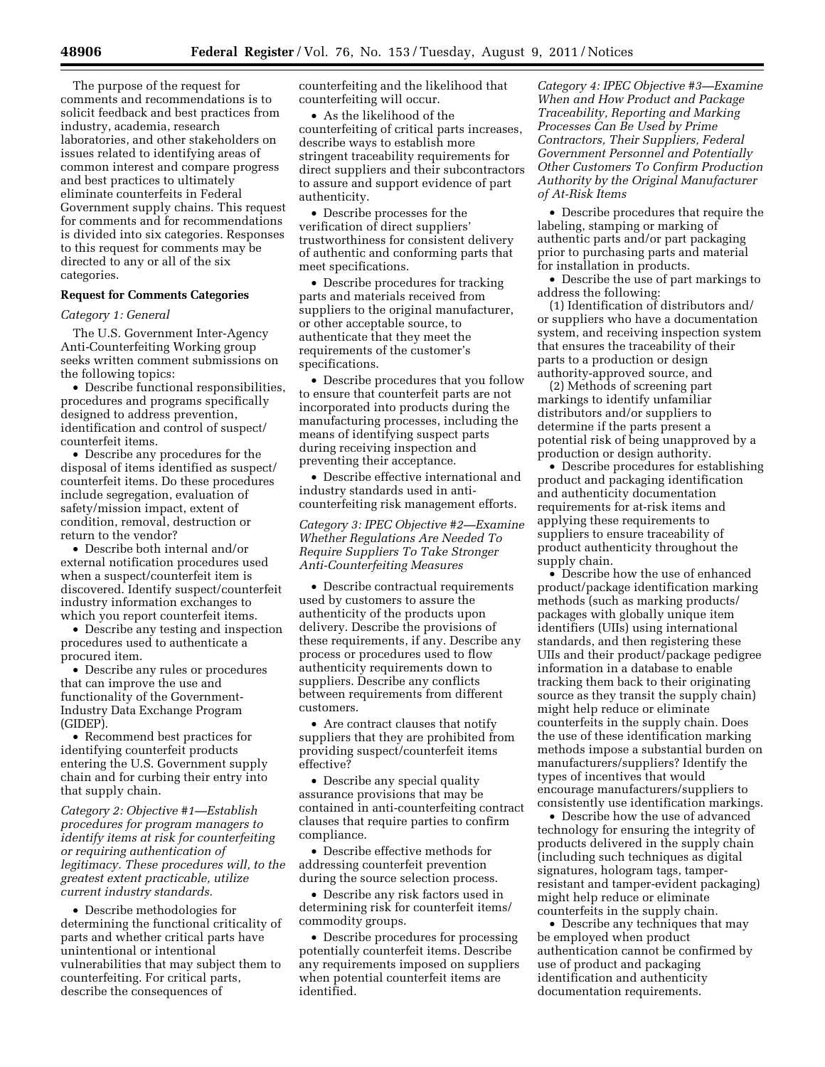The purpose of the request for comments and recommendations is to solicit feedback and best practices from industry, academia, research laboratories, and other stakeholders on issues related to identifying areas of common interest and compare progress and best practices to ultimately eliminate counterfeits in Federal Government supply chains. This request for comments and for recommendations is divided into six categories. Responses to this request for comments may be directed to any or all of the six categories.

## Request for Comments Categories

### *Category 1: General*

The U.S. Government Inter-Agency Anti-Counterfeiting Working group seeks written comment submissions on the following topics:

- Describe functional responsibilities, procedures and programs specifically designed to address prevention, identification and control of suspect/counterfeit items.
- Describe any procedures for the disposal of items identified as suspect/counterfeit items. Do these procedures include segregation, evaluation of safety/mission impact, extent of condition, removal, destruction or return to the vendor?
- Describe both internal and/or external notification procedures used when a suspect/counterfeit item is discovered. Identify suspect/counterfeit industry information exchanges to which you report counterfeit items.
- Describe any testing and inspection procedures used to authenticate a procured item.
- Describe any rules or procedures that can improve the use and functionality of the Government-Industry Data Exchange Program (GIDEP).
- Recommend best practices for identifying counterfeit products entering the U.S. Government supply chain and for curbing their entry into that supply chain.

### *Category 2: Objective #1—Establish procedures for program managers to identify items at risk for counterfeiting or requiring authentication of legitimacy. These procedures will, to the greatest extent practicable, utilize current industry standards.*

- Describe methodologies for determining the functional criticality of parts and whether critical parts have unintentional or intentional vulnerabilities that may subject them to counterfeiting. For critical parts, describe the consequences of counterfeiting and the likelihood that counterfeiting will occur.
- As the likelihood of the counterfeiting of critical parts increases, describe ways to establish more stringent traceability requirements for direct suppliers and their subcontractors to assure and support evidence of part authenticity.
- Describe processes for the verification of direct suppliers' trustworthiness for consistent delivery of authentic and conforming parts that meet specifications.
- Describe procedures for tracking parts and materials received from suppliers to the original manufacturer, or other acceptable source, to authenticate that they meet the requirements of the customer's specifications.
- Describe procedures that you follow to ensure that counterfeit parts are not incorporated into products during the manufacturing processes, including the means of identifying suspect parts during receiving inspection and preventing their acceptance.
- Describe effective international and industry standards used in anti-counterfeiting risk management efforts.

### *Category 3: IPEC Objective #2—Examine Whether Regulations Are Needed To Require Suppliers To Take Stronger Anti-Counterfeiting Measures*

- Describe contractual requirements used by customers to assure the authenticity of the products upon delivery. Describe the provisions of these requirements, if any. Describe any process or procedures used to flow authenticity requirements down to suppliers. Describe any conflicts between requirements from different customers.
- Are contract clauses that notify suppliers that they are prohibited from providing suspect/counterfeit items effective?
- Describe any special quality assurance provisions that may be contained in anti-counterfeiting contract clauses that require parties to confirm compliance.
- Describe effective methods for addressing counterfeit prevention during the source selection process.
- Describe any risk factors used in determining risk for counterfeit items/commodity groups.
- Describe procedures for processing potentially counterfeit items. Describe any requirements imposed on suppliers when potential counterfeit items are identified.

### *Category 4: IPEC Objective #3—Examine When and How Product and Package Traceability, Reporting and Marking Processes Can Be Used by Prime Contractors, Their Suppliers, Federal Government Personnel and Potentially Other Customers To Confirm Production Authority by the Original Manufacturer of At-Risk Items*

- Describe procedures that require the labeling, stamping or marking of authentic parts and/or part packaging prior to purchasing parts and material for installation in products.
- Describe the use of part markings to address the following:

  (1) Identification of distributors and/or suppliers who have a documentation system, and receiving inspection system that ensures the traceability of their parts to a production or design authority-approved source, and

  (2) Methods of screening part markings to identify unfamiliar distributors and/or suppliers to determine if the parts present a potential risk of being unapproved by a production or design authority.
- Describe procedures for establishing product and packaging identification and authenticity documentation requirements for at-risk items and applying these requirements to suppliers to ensure traceability of product authenticity throughout the supply chain.
- Describe how the use of enhanced product/package identification marking methods (such as marking products/packages with globally unique item identifiers (UIIs) using international standards, and then registering these UIIs and their product/package pedigree information in a database to enable tracking them back to their originating source as they transit the supply chain) might help reduce or eliminate counterfeits in the supply chain. Does the use of these identification marking methods impose a substantial burden on manufacturers/suppliers? Identify the types of incentives that would encourage manufacturers/suppliers to consistently use identification markings.
- Describe how the use of advanced technology for ensuring the integrity of products delivered in the supply chain (including such techniques as digital signatures, hologram tags, tamper-resistant and tamper-evident packaging) might help reduce or eliminate counterfeits in the supply chain.
- Describe any techniques that may be employed when product authentication cannot be confirmed by use of product and packaging identification and authenticity documentation requirements.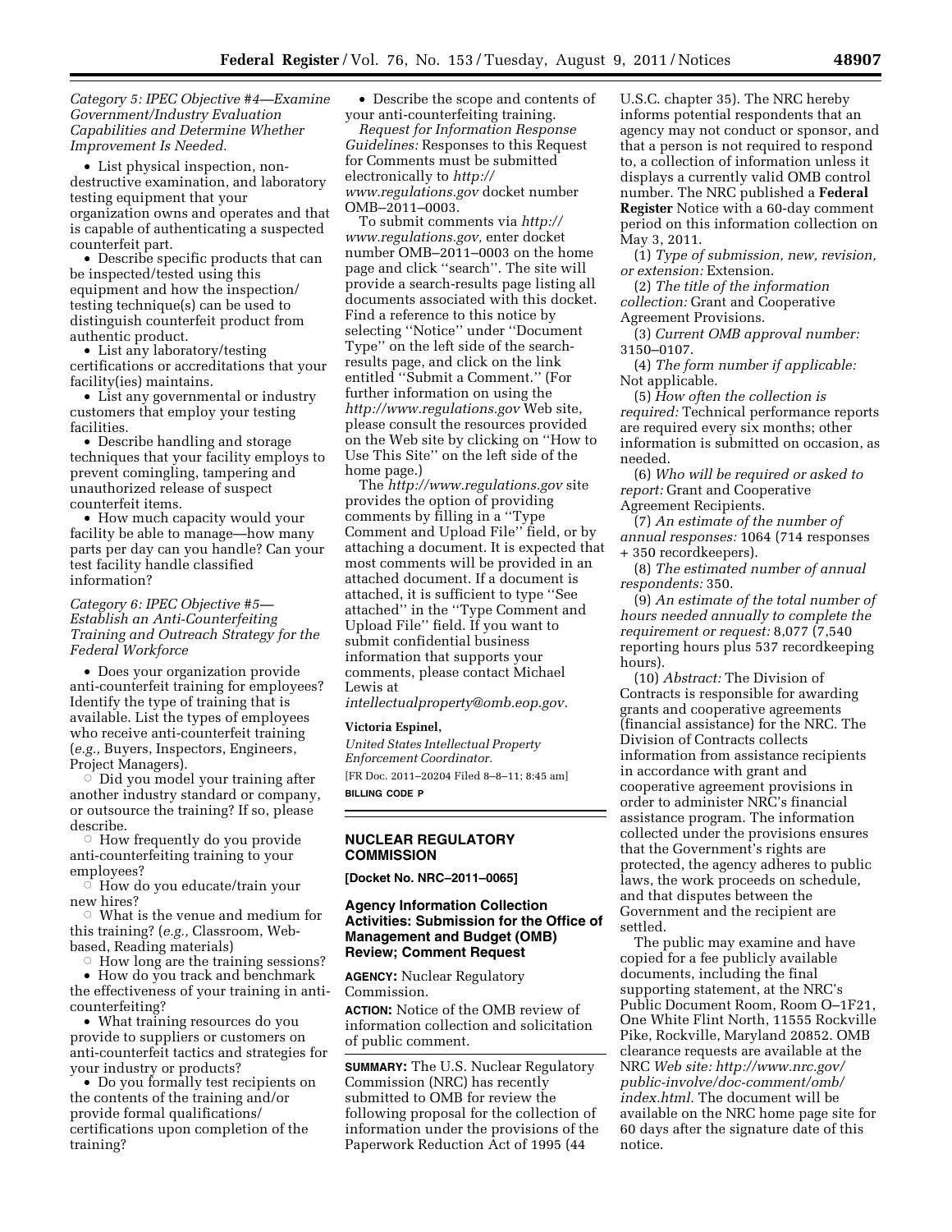*Category 5: IPEC Objective #4—Examine Government/Industry Evaluation Capabilities and Determine Whether Improvement Is Needed.*

- List physical inspection, non-destructive examination, and laboratory testing equipment that your organization owns and operates and that is capable of authenticating a suspected counterfeit part.
- Describe specific products that can be inspected/tested using this equipment and how the inspection/testing technique(s) can be used to distinguish counterfeit product from authentic product.
- List any laboratory/testing certifications or accreditations that your facility(ies) maintains.
- List any governmental or industry customers that employ your testing facilities.
- Describe handling and storage techniques that your facility employs to prevent comingling, tampering and unauthorized release of suspect counterfeit items.
- How much capacity would your facility be able to manage—how many parts per day can you handle? Can your test facility handle classified information?

*Category 6: IPEC Objective #5—Establish an Anti-Counterfeiting Training and Outreach Strategy for the Federal Workforce*

- Does your organization provide anti-counterfeit training for employees? Identify the type of training that is available. List the types of employees who receive anti-counterfeit training (*e.g.,* Buyers, Inspectors, Engineers, Project Managers).
  - Did you model your training after another industry standard or company, or outsource the training? If so, please describe.
  - How frequently do you provide anti-counterfeiting training to your employees?
  - How do you educate/train your new hires?
  - What is the venue and medium for this training? (*e.g.,* Classroom, Web-based, Reading materials)
  - How long are the training sessions?
- How do you track and benchmark the effectiveness of your training in anti-counterfeiting?
- What training resources do you provide to suppliers or customers on anti-counterfeit tactics and strategies for your industry or products?
- Do you formally test recipients on the contents of the training and/or provide formal qualifications/certifications upon completion of the training?
- Describe the scope and contents of your anti-counterfeiting training.

*Request for Information Response Guidelines:* Responses to this Request for Comments must be submitted electronically to *http://www.regulations.gov* docket number OMB–2011–0003.

To submit comments via *http://www.regulations.gov,* enter docket number OMB–2011–0003 on the home page and click "search". The site will provide a search-results page listing all documents associated with this docket. Find a reference to this notice by selecting "Notice" under "Document Type" on the left side of the search-results page, and click on the link entitled "Submit a Comment." (For further information on using the *http://www.regulations.gov* Web site, please consult the resources provided on the Web site by clicking on "How to Use This Site" on the left side of the home page.)

The *http://www.regulations.gov* site provides the option of providing comments by filling in a "Type Comment and Upload File" field, or by attaching a document. It is expected that most comments will be provided in an attached document. If a document is attached, it is sufficient to type "See attached" in the "Type Comment and Upload File" field. If you want to submit confidential business information that supports your comments, please contact Michael Lewis at *intellectualproperty@omb.eop.gov.*

**Victoria Espinel,**

*United States Intellectual Property Enforcement Coordinator.*

[FR Doc. 2011–20204 Filed 8–8–11; 8:45 am]

**BILLING CODE P**

## NUCLEAR REGULATORY COMMISSION

**[Docket No. NRC–2011–0065]**

### Agency Information Collection Activities: Submission for the Office of Management and Budget (OMB) Review; Comment Request

**AGENCY:** Nuclear Regulatory Commission.

**ACTION:** Notice of the OMB review of information collection and solicitation of public comment.

**SUMMARY:** The U.S. Nuclear Regulatory Commission (NRC) has recently submitted to OMB for review the following proposal for the collection of information under the provisions of the Paperwork Reduction Act of 1995 (44 U.S.C. chapter 35). The NRC hereby informs potential respondents that an agency may not conduct or sponsor, and that a person is not required to respond to, a collection of information unless it displays a currently valid OMB control number. The NRC published a **Federal Register** Notice with a 60-day comment period on this information collection on May 3, 2011.

(1) *Type of submission, new, revision, or extension:* Extension.

(2) *The title of the information collection:* Grant and Cooperative Agreement Provisions.

(3) *Current OMB approval number:* 3150–0107.

(4) *The form number if applicable:* Not applicable.

(5) *How often the collection is required:* Technical performance reports are required every six months; other information is submitted on occasion, as needed.

(6) *Who will be required or asked to report:* Grant and Cooperative Agreement Recipients.

(7) *An estimate of the number of annual responses:* 1064 (714 responses + 350 recordkeepers).

(8) *The estimated number of annual respondents:* 350.

(9) *An estimate of the total number of hours needed annually to complete the requirement or request:* 8,077 (7,540 reporting hours plus 537 recordkeeping hours).

(10) *Abstract:* The Division of Contracts is responsible for awarding grants and cooperative agreements (financial assistance) for the NRC. The Division of Contracts collects information from assistance recipients in accordance with grant and cooperative agreement provisions in order to administer NRC's financial assistance program. The information collected under the provisions ensures that the Government's rights are protected, the agency adheres to public laws, the work proceeds on schedule, and that disputes between the Government and the recipient are settled.

The public may examine and have copied for a fee publicly available documents, including the final supporting statement, at the NRC's Public Document Room, Room O–1F21, One White Flint North, 11555 Rockville Pike, Rockville, Maryland 20852. OMB clearance requests are available at the NRC *Web site: http://www.nrc.gov/public-involve/doc-comment/omb/index.html.* The document will be available on the NRC home page site for 60 days after the signature date of this notice.